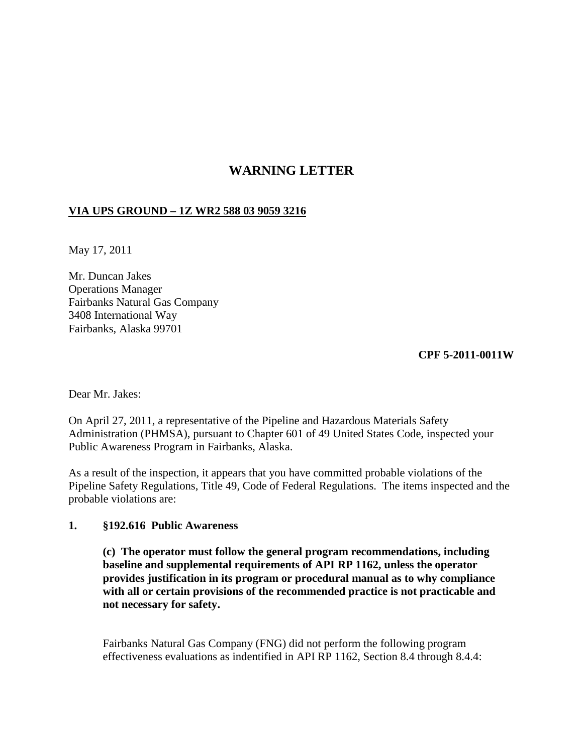# WARNING LETTER

**VIA UPS GROUND – 1Z WR2 588 03 9059 3216**

May 17, 2011

Mr. Duncan Jakes
Operations Manager
Fairbanks Natural Gas Company
3408 International Way
Fairbanks, Alaska 99701

**CPF 5-2011-0011W**

Dear Mr. Jakes:

On April 27, 2011, a representative of the Pipeline and Hazardous Materials Safety Administration (PHMSA), pursuant to Chapter 601 of 49 United States Code, inspected your Public Awareness Program in Fairbanks, Alaska.

As a result of the inspection, it appears that you have committed probable violations of the Pipeline Safety Regulations, Title 49, Code of Federal Regulations. The items inspected and the probable violations are:

**1. §192.616 Public Awareness**

**(c) The operator must follow the general program recommendations, including baseline and supplemental requirements of API RP 1162, unless the operator provides justification in its program or procedural manual as to why compliance with all or certain provisions of the recommended practice is not practicable and not necessary for safety.**

Fairbanks Natural Gas Company (FNG) did not perform the following program effectiveness evaluations as indentified in API RP 1162, Section 8.4 through 8.4.4: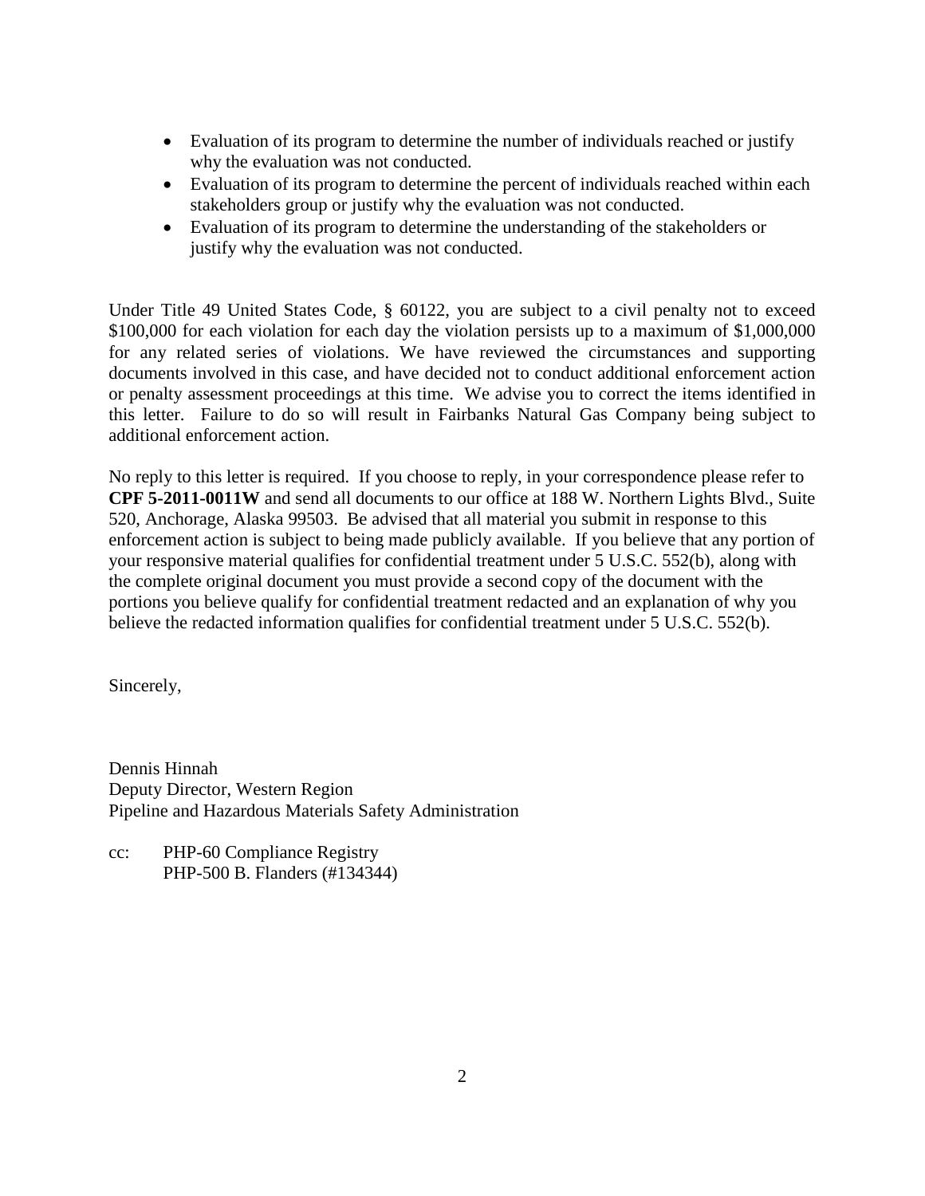- Evaluation of its program to determine the number of individuals reached or justify why the evaluation was not conducted.
- Evaluation of its program to determine the percent of individuals reached within each stakeholders group or justify why the evaluation was not conducted.
- Evaluation of its program to determine the understanding of the stakeholders or justify why the evaluation was not conducted.

Under Title 49 United States Code, § 60122, you are subject to a civil penalty not to exceed $100,000 for each violation for each day the violation persists up to a maximum of $1,000,000 for any related series of violations. We have reviewed the circumstances and supporting documents involved in this case, and have decided not to conduct additional enforcement action or penalty assessment proceedings at this time. We advise you to correct the items identified in this letter. Failure to do so will result in Fairbanks Natural Gas Company being subject to additional enforcement action.

No reply to this letter is required. If you choose to reply, in your correspondence please refer to **CPF 5-2011-0011W** and send all documents to our office at 188 W. Northern Lights Blvd., Suite 520, Anchorage, Alaska 99503. Be advised that all material you submit in response to this enforcement action is subject to being made publicly available. If you believe that any portion of your responsive material qualifies for confidential treatment under 5 U.S.C. 552(b), along with the complete original document you must provide a second copy of the document with the portions you believe qualify for confidential treatment redacted and an explanation of why you believe the redacted information qualifies for confidential treatment under 5 U.S.C. 552(b).

Sincerely,

Dennis Hinnah
Deputy Director, Western Region
Pipeline and Hazardous Materials Safety Administration

cc: PHP-60 Compliance Registry
PHP-500 B. Flanders (#134344)